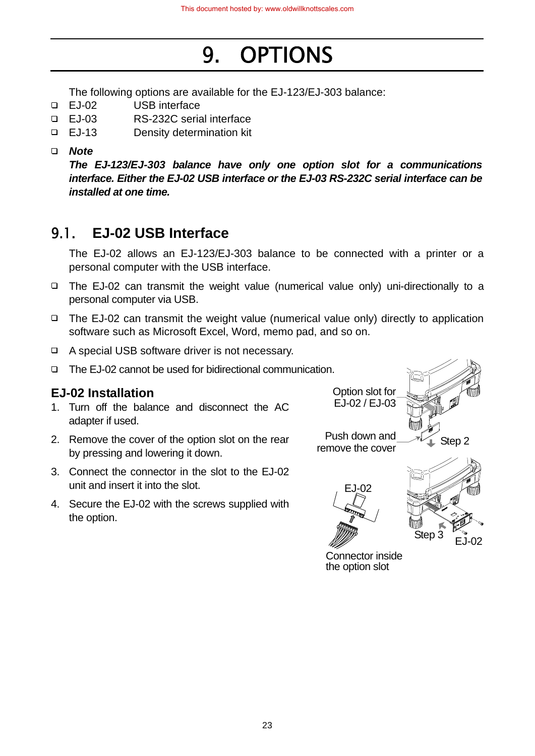# 9. OPTIONS

The following options are available for the EJ-123/EJ-303 balance:

- EJ-02 USB interface
- EJ-03 RS-232C serial interface
- EJ-13 Density determination kit

- ***Note***
  ***The EJ-123/EJ-303 balance have only one option slot for a communications interface. Either the EJ-02 USB interface or the EJ-03 RS-232C serial interface can be installed at one time.***

## 9.1. EJ-02 USB Interface

The EJ-02 allows an EJ-123/EJ-303 balance to be connected with a printer or a personal computer with the USB interface.

- The EJ-02 can transmit the weight value (numerical value only) uni-directionally to a personal computer via USB.
- The EJ-02 can transmit the weight value (numerical value only) directly to application software such as Microsoft Excel, Word, memo pad, and so on.
- A special USB software driver is not necessary.
- The EJ-02 cannot be used for bidirectional communication.

### EJ-02 Installation

1. Turn off the balance and disconnect the AC adapter if used.
2. Remove the cover of the option slot on the rear by pressing and lowering it down.
3. Connect the connector in the slot to the EJ-02 unit and insert it into the slot.
4. Secure the EJ-02 with the screws supplied with the option.

Option slot for EJ-02 / EJ-03

Push down and remove the cover

Step 2

EJ-02

Step 3

EJ-02

Connector inside the option slot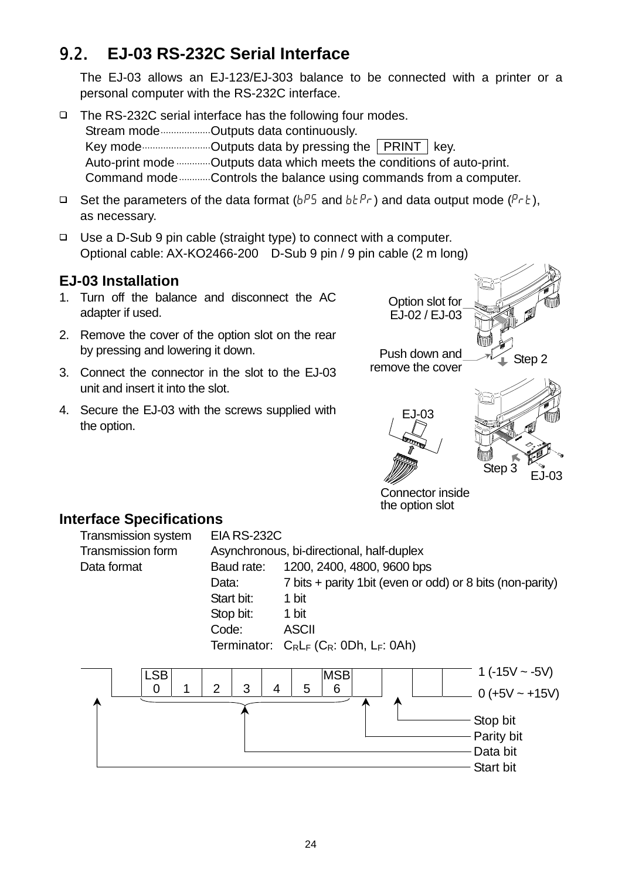## 9.2. EJ-03 RS-232C Serial Interface

The EJ-03 allows an EJ-123/EJ-303 balance to be connected with a printer or a personal computer with the RS-232C interface.

- The RS-232C serial interface has the following four modes.
  Stream mode ........ Outputs data continuously.
  Key mode ........ Outputs data by pressing the PRINT key.
  Auto-print mode ........ Outputs data which meets the conditions of auto-print.
  Command mode ........ Controls the balance using commands from a computer.
- Set the parameters of the data format (bPS and btPr) and data output mode (Prt), as necessary.
- Use a D-Sub 9 pin cable (straight type) to connect with a computer.
  Optional cable: AX-KO2466-200 D-Sub 9 pin / 9 pin cable (2 m long)

### EJ-03 Installation

1. Turn off the balance and disconnect the AC adapter if used.
2. Remove the cover of the option slot on the rear by pressing and lowering it down.
3. Connect the connector in the slot to the EJ-03 unit and insert it into the slot.
4. Secure the EJ-03 with the screws supplied with the option.

Option slot for EJ-02 / EJ-03

Push down and remove the cover — Step 2

EJ-03 — Step 3

Connector inside the option slot

### Interface Specifications

| | | |
|---|---|---|
| Transmission system | EIA RS-232C | |
| Transmission form | Asynchronous, bi-directional, half-duplex | |
| Data format | Baud rate: | 1200, 2400, 4800, 9600 bps |
| | Data: | 7 bits + parity 1bit (even or odd) or 8 bits (non-parity) |
| | Start bit: | 1 bit |
| | Stop bit: | 1 bit |
| | Code: | ASCII |
| | Terminator: | $C_R L_F$ ($C_R$: 0Dh, $L_F$: 0Ah) |

LSB 0, 1, 2, 3, 4, 5, MSB 6

1 (-15V ~ -5V)

0 (+5V ~ +15V)

Stop bit

Parity bit

Data bit

Start bit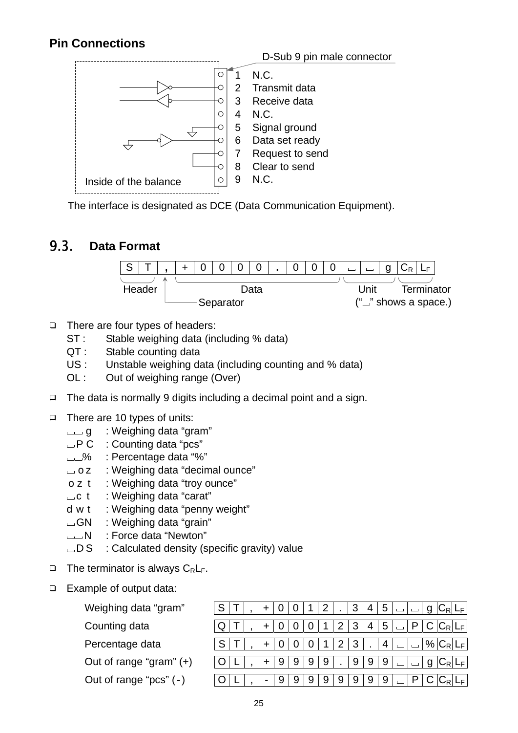### Pin Connections

D-Sub 9 pin male connector

| Pin | Signal |
|---|---|
| 1 | N.C. |
| 2 | Transmit data |
| 3 | Receive data |
| 4 | N.C. |
| 5 | Signal ground |
| 6 | Data set ready |
| 7 | Request to send |
| 8 | Clear to send |
| 9 | N.C. |

Inside of the balance

The interface is designated as DCE (Data Communication Equipment).

## 9.3. Data Format

| S | T | , | + | 0 | 0 | 0 | 0 | . | 0 | 0 | 0 | ␣ | ␣ | g | $C_R$ | $L_F$ |
|---|---|---|---|---|---|---|---|---|---|---|---|---|---|---|---|---|

Header (S T), Separator (,), Data (+0000.000), Unit (␣␣g), Terminator ($C_R L_F$)
("␣" shows a space.)

- There are four types of headers:
  - ST : Stable weighing data (including % data)
  - QT : Stable counting data
  - US : Unstable weighing data (including counting and % data)
  - OL : Out of weighing range (Over)
- The data is normally 9 digits including a decimal point and a sign.
- There are 10 types of units:
  - ␣␣g : Weighing data "gram"
  - ␣PC : Counting data "pcs"
  - ␣␣% : Percentage data "%"
  - ␣oz : Weighing data "decimal ounce"
  - ozt : Weighing data "troy ounce"
  - ␣ct : Weighing data "carat"
  - dwt : Weighing data "penny weight"
  - ␣GN : Weighing data "grain"
  - ␣␣N : Force data "Newton"
  - ␣DS : Calculated density (specific gravity) value
- The terminator is always $C_R L_F$.
- Example of output data:

| | | | | | | | | | | | | | | | | | |
|---|---|---|---|---|---|---|---|---|---|---|---|---|---|---|---|---|---|
| Weighing data "gram" | S | T | , | + | 0 | 0 | 1 | 2 | . | 3 | 4 | 5 | ␣ | ␣ | g | $C_R$ | $L_F$ |
| Counting data | Q | T | , | + | 0 | 0 | 0 | 1 | 2 | 3 | 4 | 5 | ␣ | P | C | $C_R$ | $L_F$ |
| Percentage data | S | T | , | + | 0 | 0 | 0 | 1 | 2 | 3 | . | 4 | ␣ | ␣ | % | $C_R$ | $L_F$ |
| Out of range "gram" (+) | O | L | , | + | 9 | 9 | 9 | 9 | . | 9 | 9 | 9 | ␣ | ␣ | g | $C_R$ | $L_F$ |
| Out of range "pcs" (-) | O | L | , | - | 9 | 9 | 9 | 9 | 9 | 9 | 9 | 9 | ␣ | P | C | $C_R$ | $L_F$ |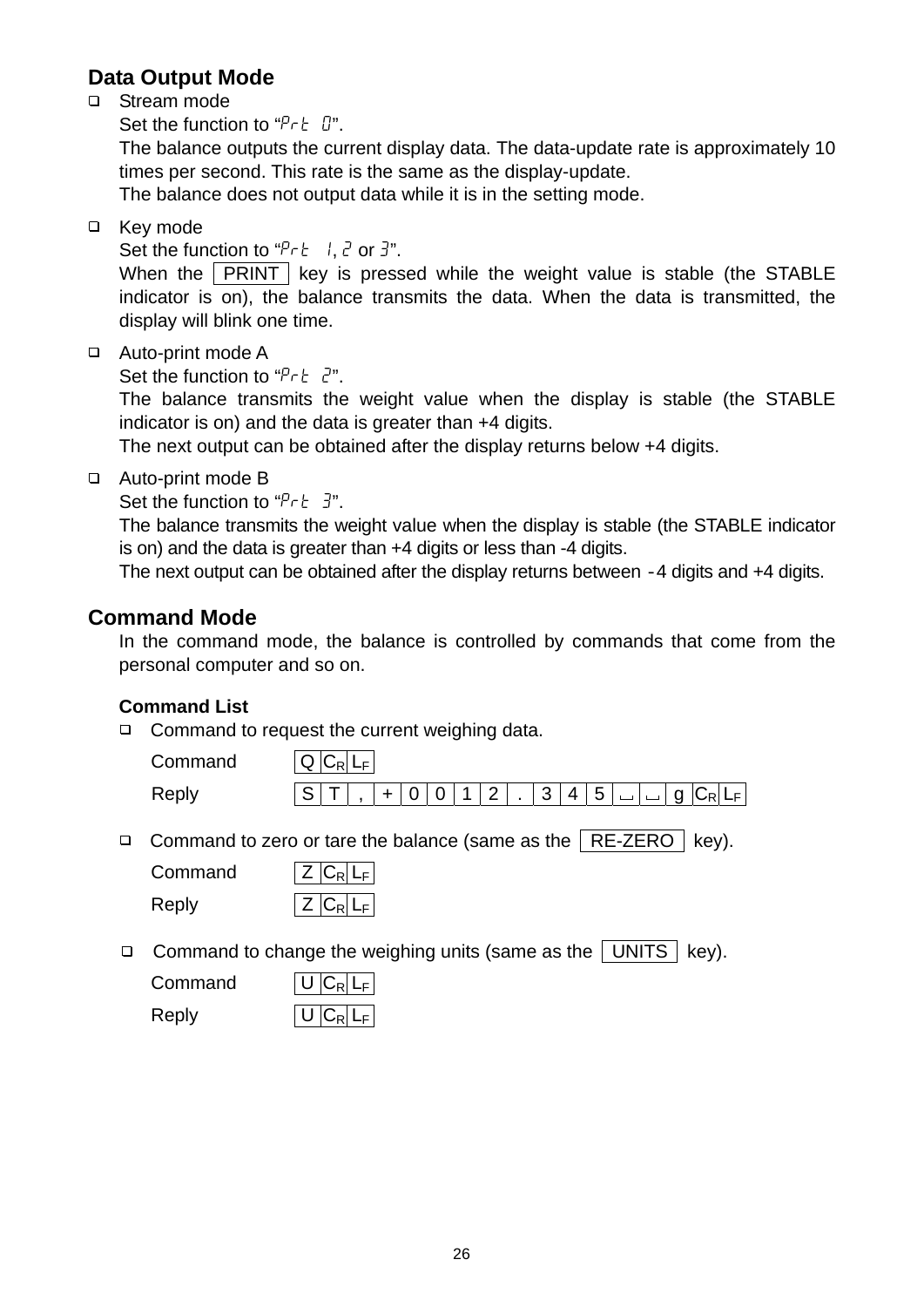## Data Output Mode

- Stream mode
  Set the function to "Prt 0".
  The balance outputs the current display data. The data-update rate is approximately 10 times per second. This rate is the same as the display-update.
  The balance does not output data while it is in the setting mode.

- Key mode
  Set the function to "Prt 1, 2 or 3".
  When the PRINT key is pressed while the weight value is stable (the STABLE indicator is on), the balance transmits the data. When the data is transmitted, the display will blink one time.

- Auto-print mode A
  Set the function to "Prt 2".
  The balance transmits the weight value when the display is stable (the STABLE indicator is on) and the data is greater than +4 digits.
  The next output can be obtained after the display returns below +4 digits.

- Auto-print mode B
  Set the function to "Prt 3".
  The balance transmits the weight value when the display is stable (the STABLE indicator is on) and the data is greater than +4 digits or less than -4 digits.
  The next output can be obtained after the display returns between -4 digits and +4 digits.

## Command Mode

In the command mode, the balance is controlled by commands that come from the personal computer and so on.

### Command List

- Command to request the current weighing data.

| | |
|---|---|
| Command | Q CR LF |
| Reply | S T , + 0 0 1 2 . 3 4 5 ␣ ␣ g CR LF |

- Command to zero or tare the balance (same as the RE-ZERO key).

| | |
|---|---|
| Command | Z CR LF |
| Reply | Z CR LF |

- Command to change the weighing units (same as the UNITS key).

| | |
|---|---|
| Command | U CR LF |
| Reply | U CR LF |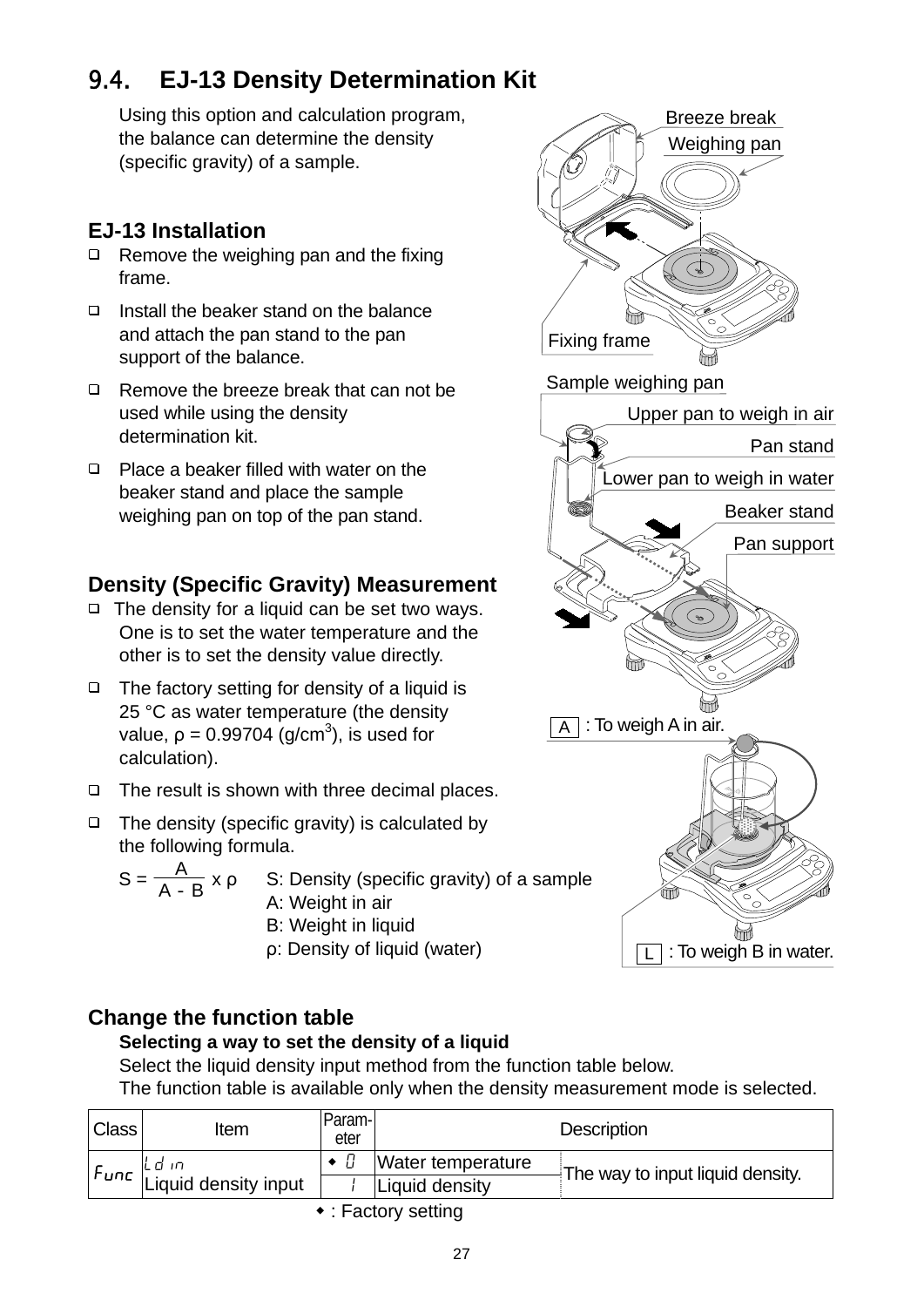## 9.4. EJ-13 Density Determination Kit

Using this option and calculation program, the balance can determine the density (specific gravity) of a sample.

Breeze break
Weighing pan
Fixing frame

### EJ-13 Installation

- Remove the weighing pan and the fixing frame.
- Install the beaker stand on the balance and attach the pan stand to the pan support of the balance.
- Remove the breeze break that can not be used while using the density determination kit.
- Place a beaker filled with water on the beaker stand and place the sample weighing pan on top of the pan stand.

Sample weighing pan
Upper pan to weigh in air
Pan stand
Lower pan to weigh in water
Beaker stand
Pan support

### Density (Specific Gravity) Measurement

- The density for a liquid can be set two ways. One is to set the water temperature and the other is to set the density value directly.
- The factory setting for density of a liquid is 25 °C as water temperature (the density value, ρ = 0.99704 (g/cm$^3$), is used for calculation).
- The result is shown with three decimal places.
- The density (specific gravity) is calculated by the following formula.

$$S = \frac{A}{A - B} \times \rho$$

S: Density (specific gravity) of a sample
A: Weight in air
B: Weight in liquid
ρ: Density of liquid (water)

A : To weigh A in air.

L : To weigh B in water.

### Change the function table

**Selecting a way to set the density of a liquid**

Select the liquid density input method from the function table below.
The function table is available only when the density measurement mode is selected.

| Class | Item | Param-eter | Description | |
|---|---|---|---|---|
| Func | Ld in<br>Liquid density input | ◆ 0 | Water temperature | The way to input liquid density. |
| | | 1 | Liquid density | |

◆ : Factory setting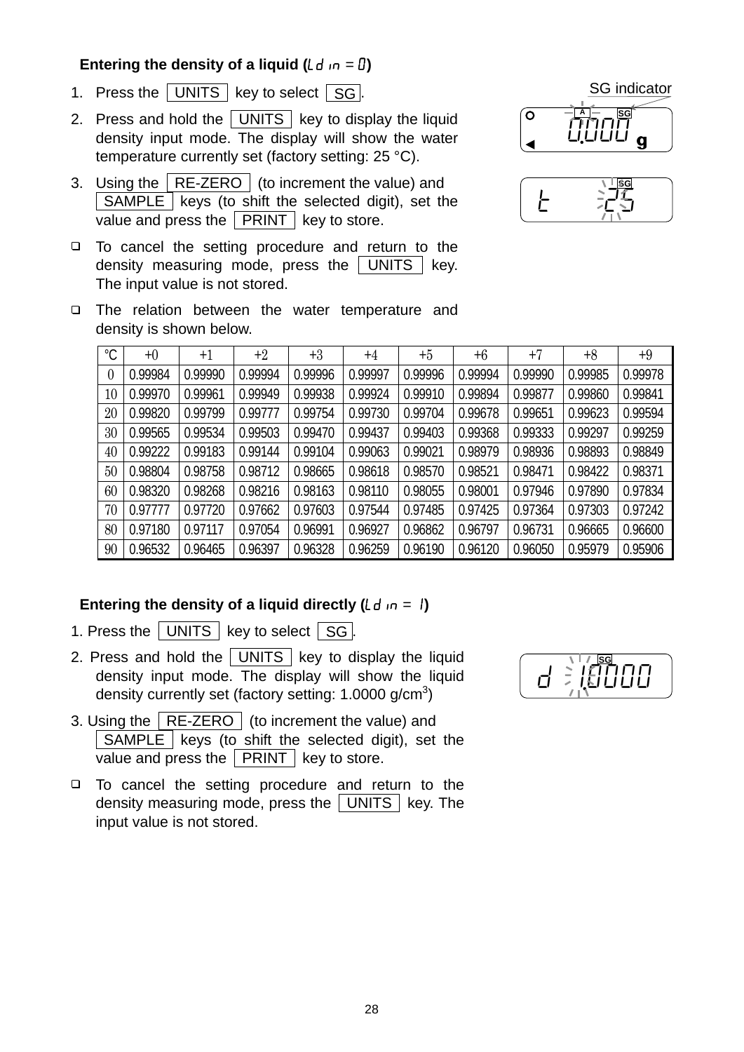### Entering the density of a liquid (Ldin = 0)

1. Press the UNITS key to select SG.
2. Press and hold the UNITS key to display the liquid density input mode. The display will show the water temperature currently set (factory setting: 25 °C).
3. Using the RE-ZERO (to increment the value) and SAMPLE keys (to shift the selected digit), set the value and press the PRINT key to store.

SG indicator

- To cancel the setting procedure and return to the density measuring mode, press the UNITS key. The input value is not stored.
- The relation between the water temperature and density is shown below.

| °C | +0 | +1 | +2 | +3 | +4 | +5 | +6 | +7 | +8 | +9 |
|---|---|---|---|---|---|---|---|---|---|---|
| 0 | 0.99984 | 0.99990 | 0.99994 | 0.99996 | 0.99997 | 0.99996 | 0.99994 | 0.99990 | 0.99985 | 0.99978 |
| 10 | 0.99970 | 0.99961 | 0.99949 | 0.99938 | 0.99924 | 0.99910 | 0.99894 | 0.99877 | 0.99860 | 0.99841 |
| 20 | 0.99820 | 0.99799 | 0.99777 | 0.99754 | 0.99730 | 0.99704 | 0.99678 | 0.99651 | 0.99623 | 0.99594 |
| 30 | 0.99565 | 0.99534 | 0.99503 | 0.99470 | 0.99437 | 0.99403 | 0.99368 | 0.99333 | 0.99297 | 0.99259 |
| 40 | 0.99222 | 0.99183 | 0.99144 | 0.99104 | 0.99063 | 0.99021 | 0.98979 | 0.98936 | 0.98893 | 0.98849 |
| 50 | 0.98804 | 0.98758 | 0.98712 | 0.98665 | 0.98618 | 0.98570 | 0.98521 | 0.98471 | 0.98422 | 0.98371 |
| 60 | 0.98320 | 0.98268 | 0.98216 | 0.98163 | 0.98110 | 0.98055 | 0.98001 | 0.97946 | 0.97890 | 0.97834 |
| 70 | 0.97777 | 0.97720 | 0.97662 | 0.97603 | 0.97544 | 0.97485 | 0.97425 | 0.97364 | 0.97303 | 0.97242 |
| 80 | 0.97180 | 0.97117 | 0.97054 | 0.96991 | 0.96927 | 0.96862 | 0.96797 | 0.96731 | 0.96665 | 0.96600 |
| 90 | 0.96532 | 0.96465 | 0.96397 | 0.96328 | 0.96259 | 0.96190 | 0.96120 | 0.96050 | 0.95979 | 0.95906 |

### Entering the density of a liquid directly (Ldin = 1)

1. Press the UNITS key to select SG.
2. Press and hold the UNITS key to display the liquid density input mode. The display will show the liquid density currently set (factory setting: 1.0000 g/cm$^3$)
3. Using the RE-ZERO (to increment the value) and SAMPLE keys (to shift the selected digit), set the value and press the PRINT key to store.

- To cancel the setting procedure and return to the density measuring mode, press the UNITS key. The input value is not stored.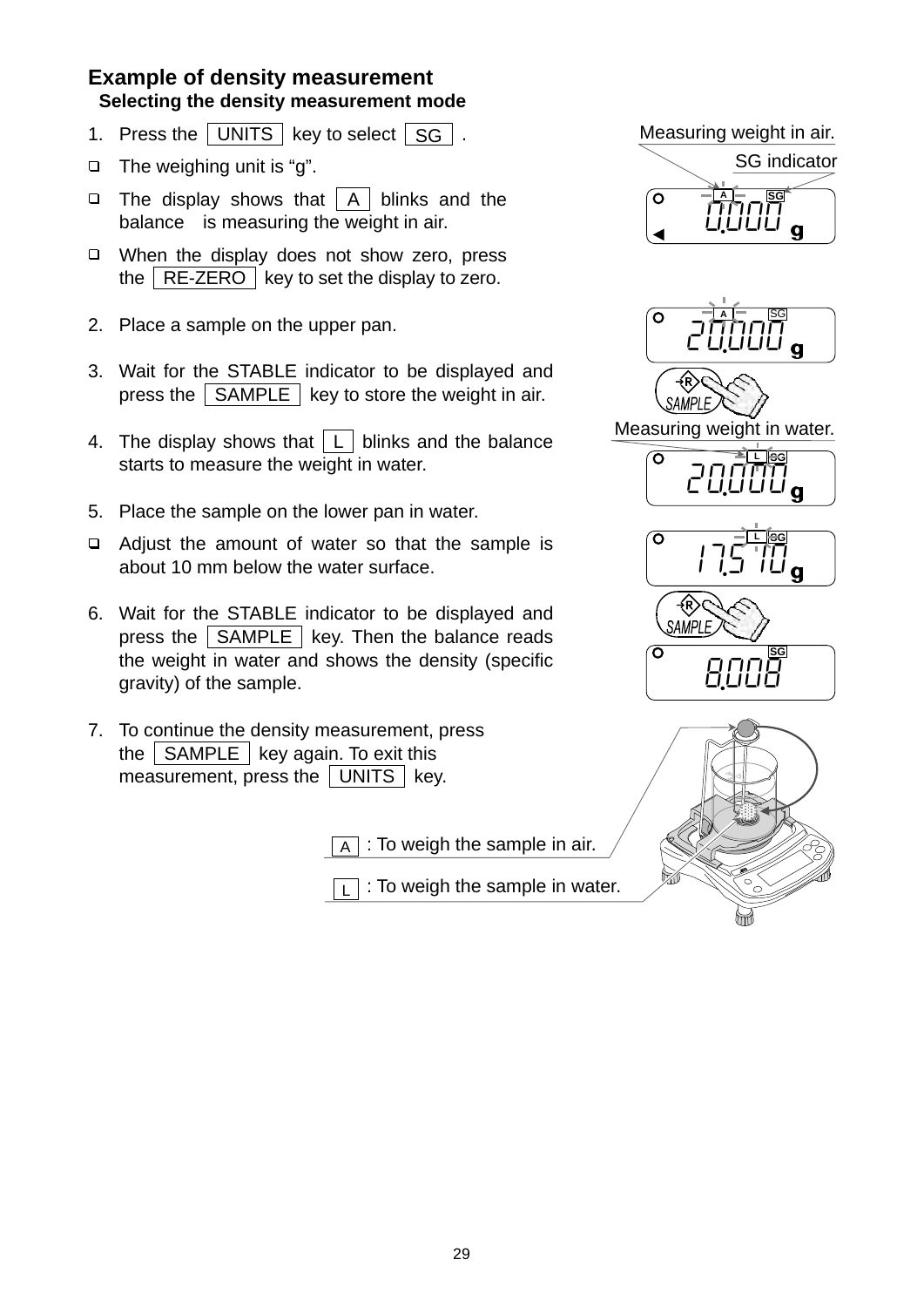## Example of density measurement

### Selecting the density measurement mode

1. Press the UNITS key to select SG .
   - The weighing unit is “g”.
   - The display shows that A blinks and the balance is measuring the weight in air.
   - When the display does not show zero, press the RE-ZERO key to set the display to zero.

2. Place a sample on the upper pan.

3. Wait for the STABLE indicator to be displayed and press the SAMPLE key to store the weight in air.

4. The display shows that L blinks and the balance starts to measure the weight in water.

5. Place the sample on the lower pan in water.
   - Adjust the amount of water so that the sample is about 10 mm below the water surface.

6. Wait for the STABLE indicator to be displayed and press the SAMPLE key. Then the balance reads the weight in water and shows the density (specific gravity) of the sample.

7. To continue the density measurement, press the SAMPLE key again. To exit this measurement, press the UNITS key.

Measuring weight in air.

SG indicator

0.000 g

20.000 g

SAMPLE

Measuring weight in water.

20.000 g

17.510 g

SAMPLE

8.008

A : To weigh the sample in air.

L : To weigh the sample in water.